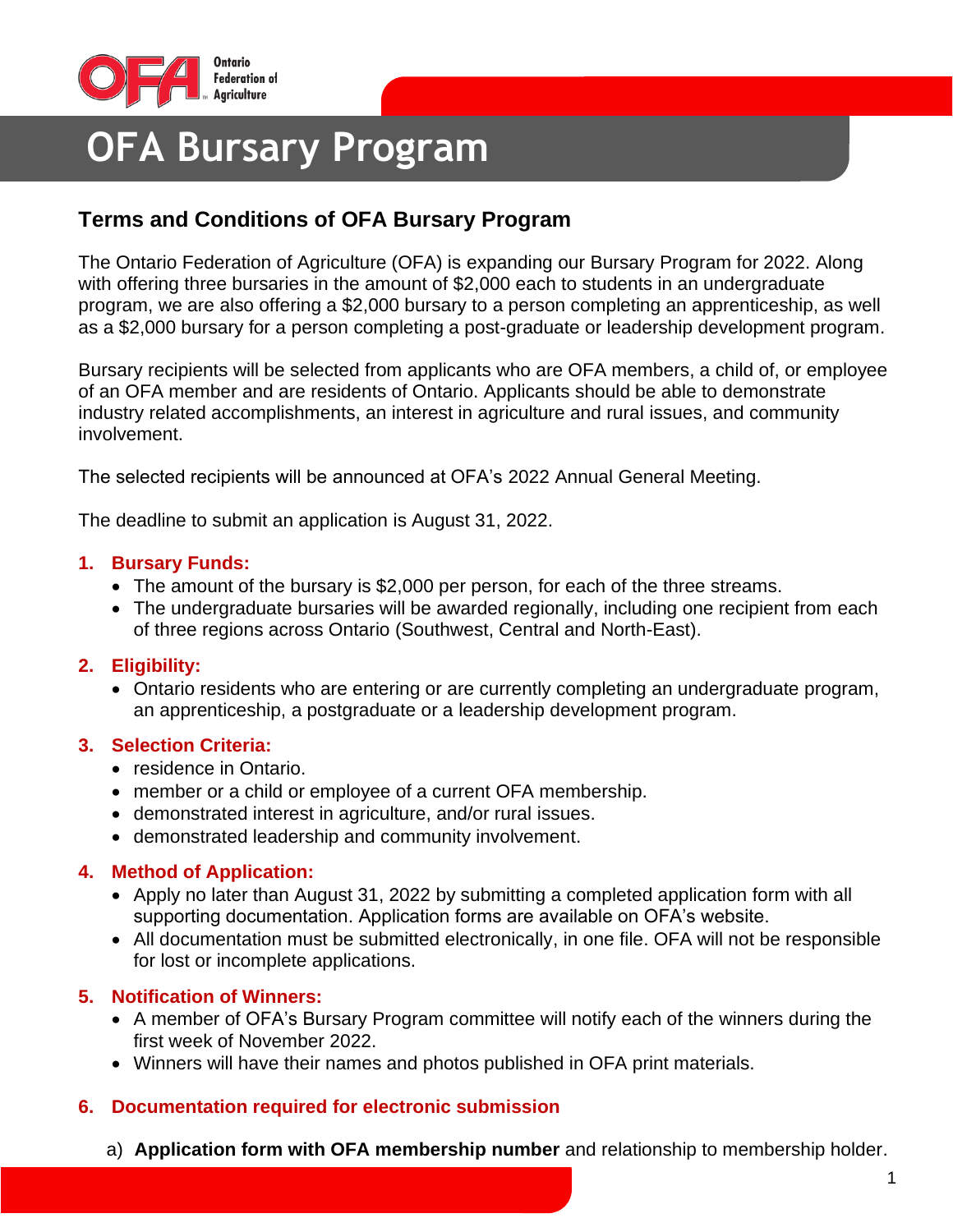# OFA Bursary Program

## Terms and Conditions of OFA Bursary Program

The Ontario Federation of Agriculture (OFA) is expanding our Bursary Program for 2022. Along with offering three bursaries in the amount of $2,000 each to students in an undergraduate program, we are also offering a $2,000 bursary to a person completing an apprenticeship, as well as a $2,000 bursary for a person completing a post-graduate or leadership development program.

Bursary recipients will be selected from applicants who are OFA members, a child of, or employee of an OFA member and are residents of Ontario. Applicants should be able to demonstrate industry related accomplishments, an interest in agriculture and rural issues, and community involvement.

The selected recipients will be announced at OFA's 2022 Annual General Meeting.

The deadline to submit an application is August 31, 2022.

### 1. Bursary Funds:

- The amount of the bursary is $2,000 per person, for each of the three streams.
- The undergraduate bursaries will be awarded regionally, including one recipient from each of three regions across Ontario (Southwest, Central and North-East).

### 2. Eligibility:

- Ontario residents who are entering or are currently completing an undergraduate program, an apprenticeship, a postgraduate or a leadership development program.

### 3. Selection Criteria:

- residence in Ontario.
- member or a child or employee of a current OFA membership.
- demonstrated interest in agriculture, and/or rural issues.
- demonstrated leadership and community involvement.

### 4. Method of Application:

- Apply no later than August 31, 2022 by submitting a completed application form with all supporting documentation. Application forms are available on OFA's website.
- All documentation must be submitted electronically, in one file. OFA will not be responsible for lost or incomplete applications.

### 5. Notification of Winners:

- A member of OFA's Bursary Program committee will notify each of the winners during the first week of November 2022.
- Winners will have their names and photos published in OFA print materials.

### 6. Documentation required for electronic submission

a) **Application form with OFA membership number** and relationship to membership holder.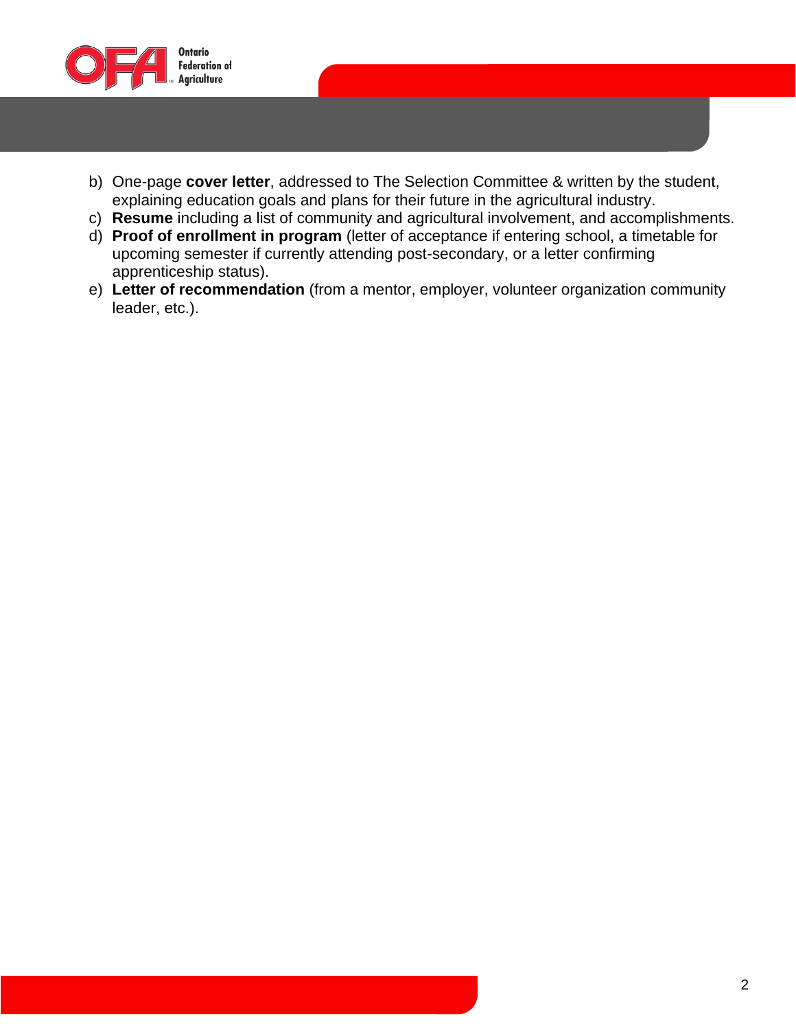b) One-page **cover letter**, addressed to The Selection Committee & written by the student, explaining education goals and plans for their future in the agricultural industry.
c) **Resume** including a list of community and agricultural involvement, and accomplishments.
d) **Proof of enrollment in program** (letter of acceptance if entering school, a timetable for upcoming semester if currently attending post-secondary, or a letter confirming apprenticeship status).
e) **Letter of recommendation** (from a mentor, employer, volunteer organization community leader, etc.).